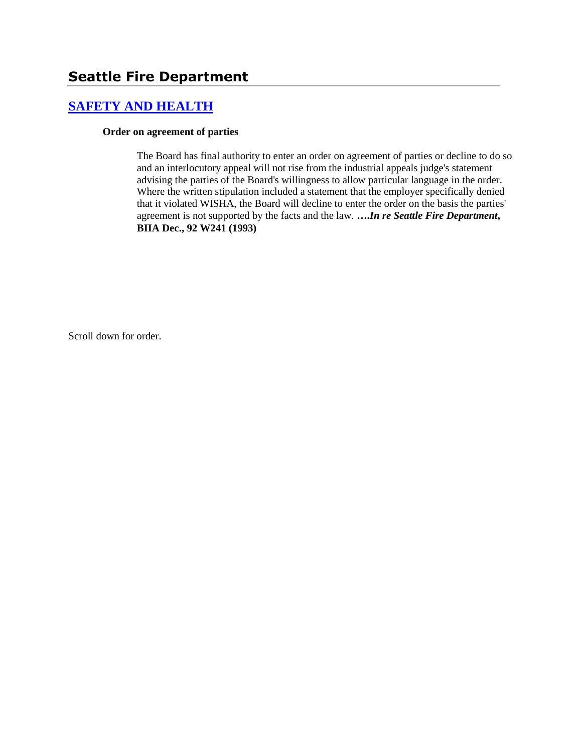# Seattle Fire Department

## SAFETY AND HEALTH

**Order on agreement of parties**

The Board has final authority to enter an order on agreement of parties or decline to do so and an interlocutory appeal will not rise from the industrial appeals judge's statement advising the parties of the Board's willingness to allow particular language in the order. Where the written stipulation included a statement that the employer specifically denied that it violated WISHA, the Board will decline to enter the order on the basis the parties' agreement is not supported by the facts and the law. ***….In re Seattle Fire Department*, BIIA Dec., 92 W241 (1993)**

Scroll down for order.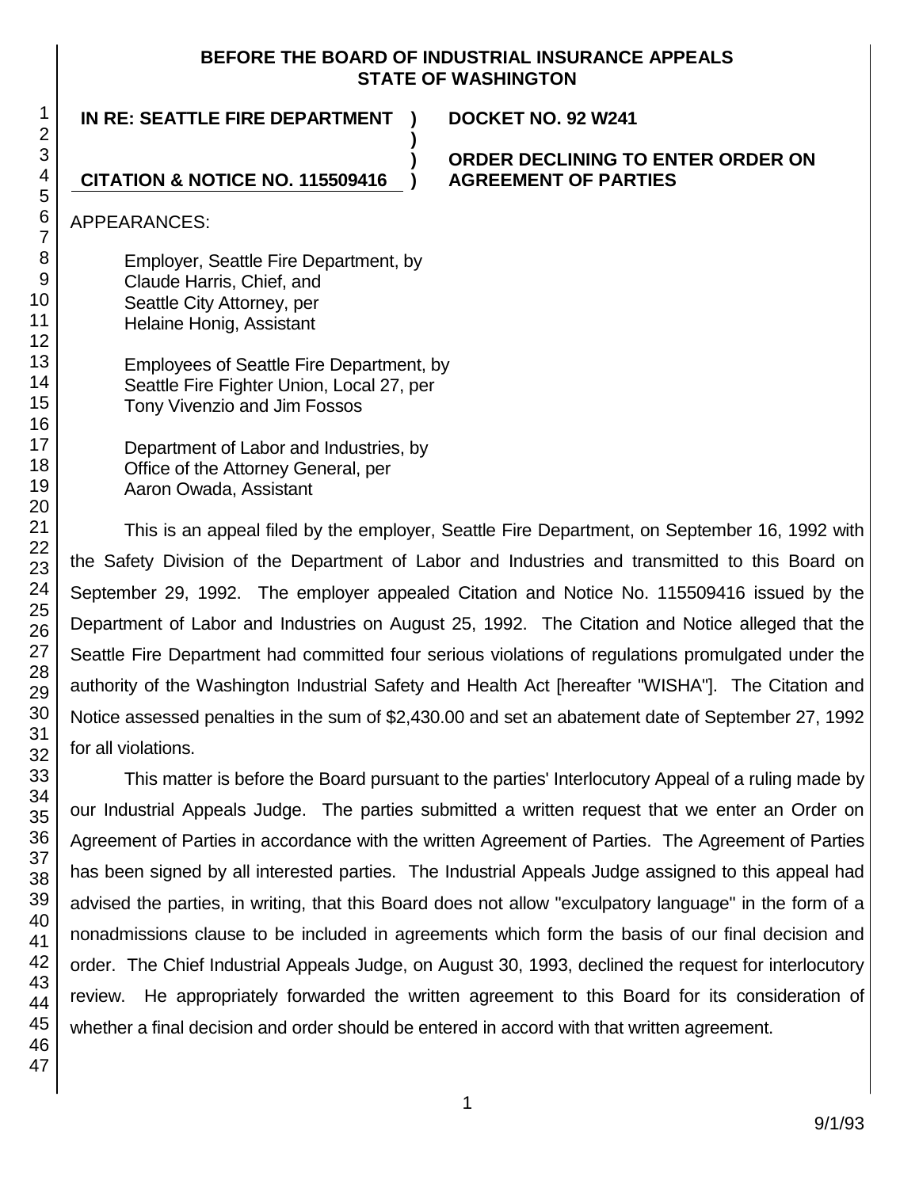**BEFORE THE BOARD OF INDUSTRIAL INSURANCE APPEALS**
**STATE OF WASHINGTON**

| | | |
|---|---|---|
| **IN RE: SEATTLE FIRE DEPARTMENT** | **)** | **DOCKET NO. 92 W241** |
| | **)** | |
| | **)** | **ORDER DECLINING TO ENTER ORDER ON** |
| **CITATION & NOTICE NO. 115509416** | **)** | **AGREEMENT OF PARTIES** |

APPEARANCES:

Employer, Seattle Fire Department, by
Claude Harris, Chief, and
Seattle City Attorney, per
Helaine Honig, Assistant

Employees of Seattle Fire Department, by
Seattle Fire Fighter Union, Local 27, per
Tony Vivenzio and Jim Fossos

Department of Labor and Industries, by
Office of the Attorney General, per
Aaron Owada, Assistant

This is an appeal filed by the employer, Seattle Fire Department, on September 16, 1992 with the Safety Division of the Department of Labor and Industries and transmitted to this Board on September 29, 1992. The employer appealed Citation and Notice No. 115509416 issued by the Department of Labor and Industries on August 25, 1992. The Citation and Notice alleged that the Seattle Fire Department had committed four serious violations of regulations promulgated under the authority of the Washington Industrial Safety and Health Act [hereafter "WISHA"]. The Citation and Notice assessed penalties in the sum of $2,430.00 and set an abatement date of September 27, 1992 for all violations.

This matter is before the Board pursuant to the parties' Interlocutory Appeal of a ruling made by our Industrial Appeals Judge. The parties submitted a written request that we enter an Order on Agreement of Parties in accordance with the written Agreement of Parties. The Agreement of Parties has been signed by all interested parties. The Industrial Appeals Judge assigned to this appeal had advised the parties, in writing, that this Board does not allow "exculpatory language" in the form of a nonadmissions clause to be included in agreements which form the basis of our final decision and order. The Chief Industrial Appeals Judge, on August 30, 1993, declined the request for interlocutory review. He appropriately forwarded the written agreement to this Board for its consideration of whether a final decision and order should be entered in accord with that written agreement.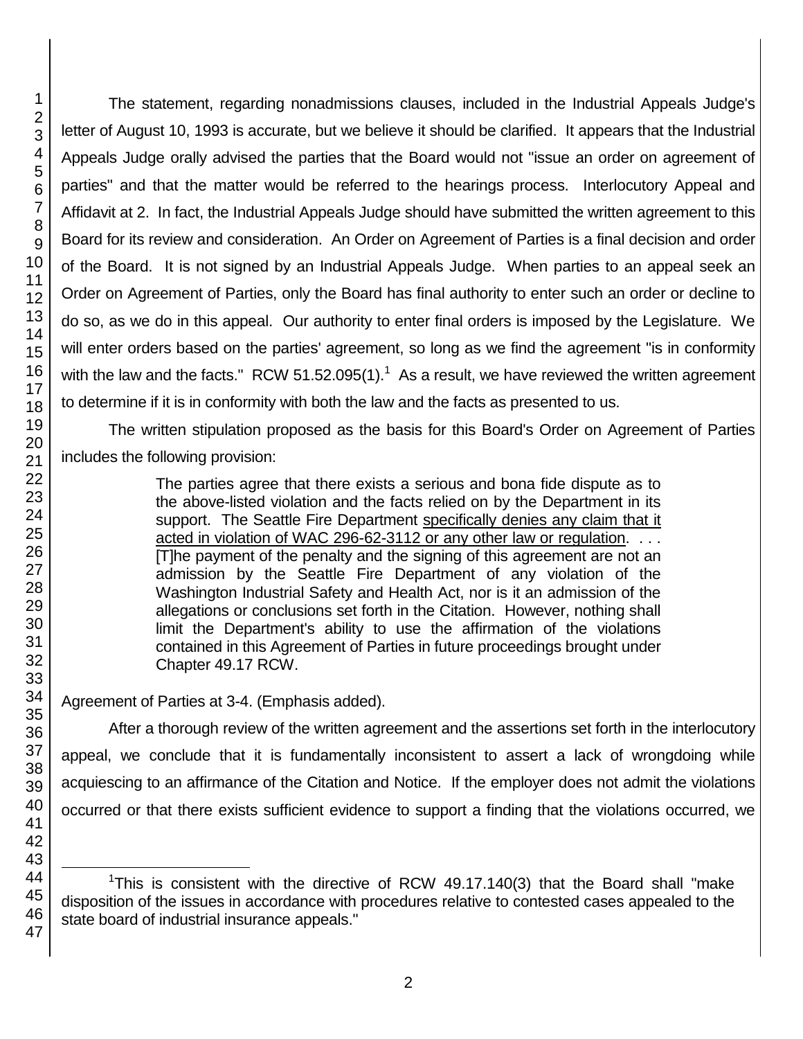The statement, regarding nonadmissions clauses, included in the Industrial Appeals Judge's letter of August 10, 1993 is accurate, but we believe it should be clarified. It appears that the Industrial Appeals Judge orally advised the parties that the Board would not "issue an order on agreement of parties" and that the matter would be referred to the hearings process. Interlocutory Appeal and Affidavit at 2. In fact, the Industrial Appeals Judge should have submitted the written agreement to this Board for its review and consideration. An Order on Agreement of Parties is a final decision and order of the Board. It is not signed by an Industrial Appeals Judge. When parties to an appeal seek an Order on Agreement of Parties, only the Board has final authority to enter such an order or decline to do so, as we do in this appeal. Our authority to enter final orders is imposed by the Legislature. We will enter orders based on the parties' agreement, so long as we find the agreement "is in conformity with the law and the facts." RCW 51.52.095(1).[1] As a result, we have reviewed the written agreement to determine if it is in conformity with both the law and the facts as presented to us.

The written stipulation proposed as the basis for this Board's Order on Agreement of Parties includes the following provision:

> The parties agree that there exists a serious and bona fide dispute as to the above-listed violation and the facts relied on by the Department in its support. The Seattle Fire Department <u>specifically denies any claim that it acted in violation of WAC 296-62-3112 or any other law or regulation</u>. . . . [T]he payment of the penalty and the signing of this agreement are not an admission by the Seattle Fire Department of any violation of the Washington Industrial Safety and Health Act, nor is it an admission of the allegations or conclusions set forth in the Citation. However, nothing shall limit the Department's ability to use the affirmation of the violations contained in this Agreement of Parties in future proceedings brought under Chapter 49.17 RCW.

Agreement of Parties at 3-4. (Emphasis added).

After a thorough review of the written agreement and the assertions set forth in the interlocutory appeal, we conclude that it is fundamentally inconsistent to assert a lack of wrongdoing while acquiescing to an affirmance of the Citation and Notice. If the employer does not admit the violations occurred or that there exists sufficient evidence to support a finding that the violations occurred, we

---

[1] This is consistent with the directive of RCW 49.17.140(3) that the Board shall "make disposition of the issues in accordance with procedures relative to contested cases appealed to the state board of industrial insurance appeals."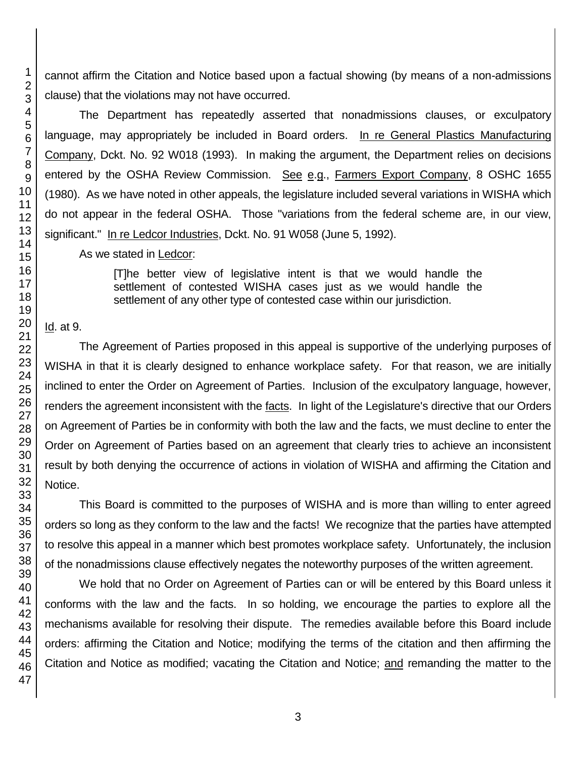cannot affirm the Citation and Notice based upon a factual showing (by means of a non-admissions clause) that the violations may not have occurred.

The Department has repeatedly asserted that nonadmissions clauses, or exculpatory language, may appropriately be included in Board orders. In re General Plastics Manufacturing Company, Dckt. No. 92 W018 (1993). In making the argument, the Department relies on decisions entered by the OSHA Review Commission. See e.g., Farmers Export Company, 8 OSHC 1655 (1980). As we have noted in other appeals, the legislature included several variations in WISHA which do not appear in the federal OSHA. Those "variations from the federal scheme are, in our view, significant." In re Ledcor Industries, Dckt. No. 91 W058 (June 5, 1992).

As we stated in Ledcor:

> [T]he better view of legislative intent is that we would handle the settlement of contested WISHA cases just as we would handle the settlement of any other type of contested case within our jurisdiction.

Id. at 9.

The Agreement of Parties proposed in this appeal is supportive of the underlying purposes of WISHA in that it is clearly designed to enhance workplace safety. For that reason, we are initially inclined to enter the Order on Agreement of Parties. Inclusion of the exculpatory language, however, renders the agreement inconsistent with the facts. In light of the Legislature's directive that our Orders on Agreement of Parties be in conformity with both the law and the facts, we must decline to enter the Order on Agreement of Parties based on an agreement that clearly tries to achieve an inconsistent result by both denying the occurrence of actions in violation of WISHA and affirming the Citation and Notice.

This Board is committed to the purposes of WISHA and is more than willing to enter agreed orders so long as they conform to the law and the facts! We recognize that the parties have attempted to resolve this appeal in a manner which best promotes workplace safety. Unfortunately, the inclusion of the nonadmissions clause effectively negates the noteworthy purposes of the written agreement.

We hold that no Order on Agreement of Parties can or will be entered by this Board unless it conforms with the law and the facts. In so holding, we encourage the parties to explore all the mechanisms available for resolving their dispute. The remedies available before this Board include orders: affirming the Citation and Notice; modifying the terms of the citation and then affirming the Citation and Notice as modified; vacating the Citation and Notice; and remanding the matter to the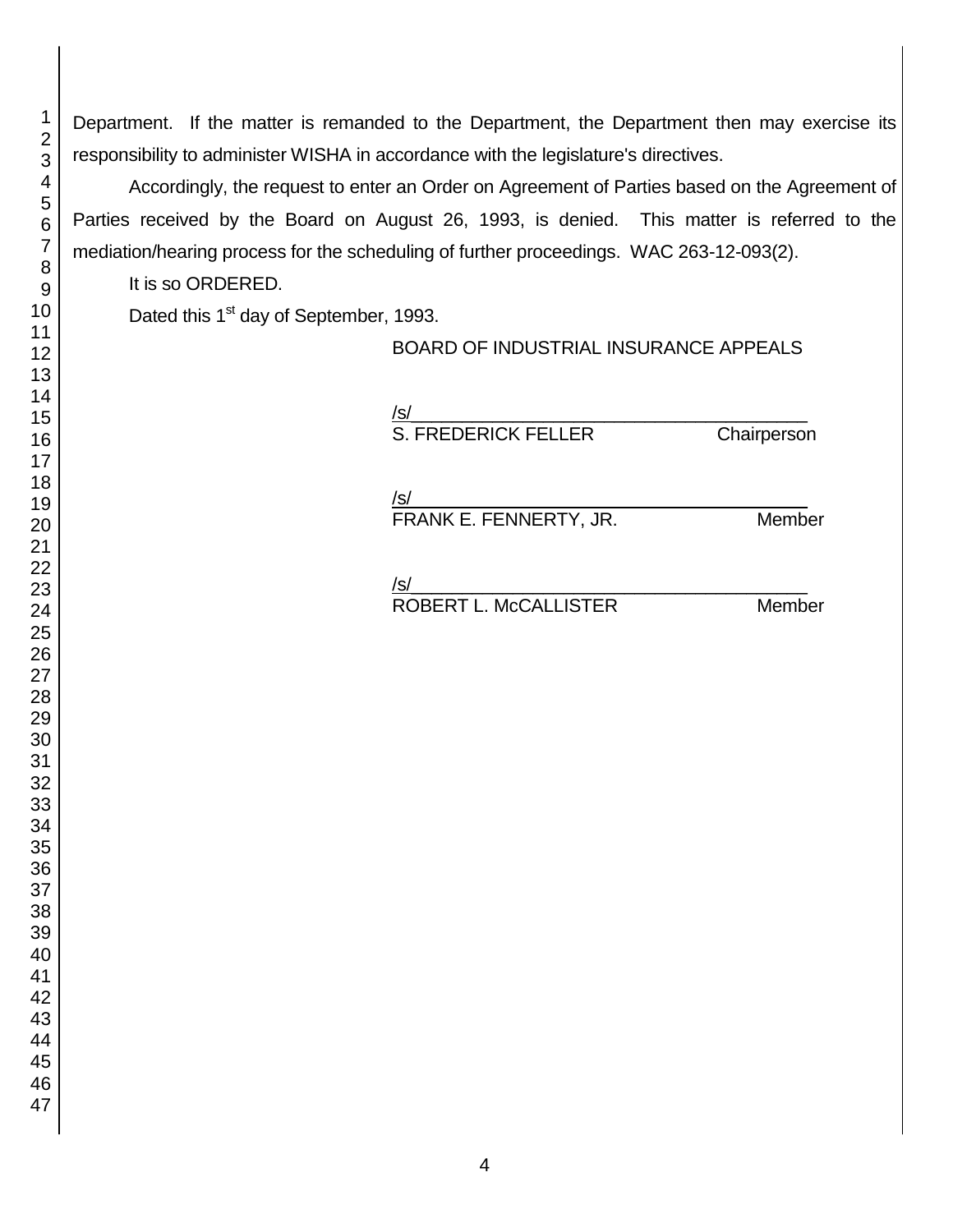Department. If the matter is remanded to the Department, the Department then may exercise its responsibility to administer WISHA in accordance with the legislature's directives.

Accordingly, the request to enter an Order on Agreement of Parties based on the Agreement of Parties received by the Board on August 26, 1993, is denied. This matter is referred to the mediation/hearing process for the scheduling of further proceedings. WAC 263-12-093(2).

It is so ORDERED.

Dated this 1st day of September, 1993.

BOARD OF INDUSTRIAL INSURANCE APPEALS

/s/
S. FREDERICK FELLER Chairperson

/s/
FRANK E. FENNERTY, JR. Member

/s/
ROBERT L. McCALLISTER Member